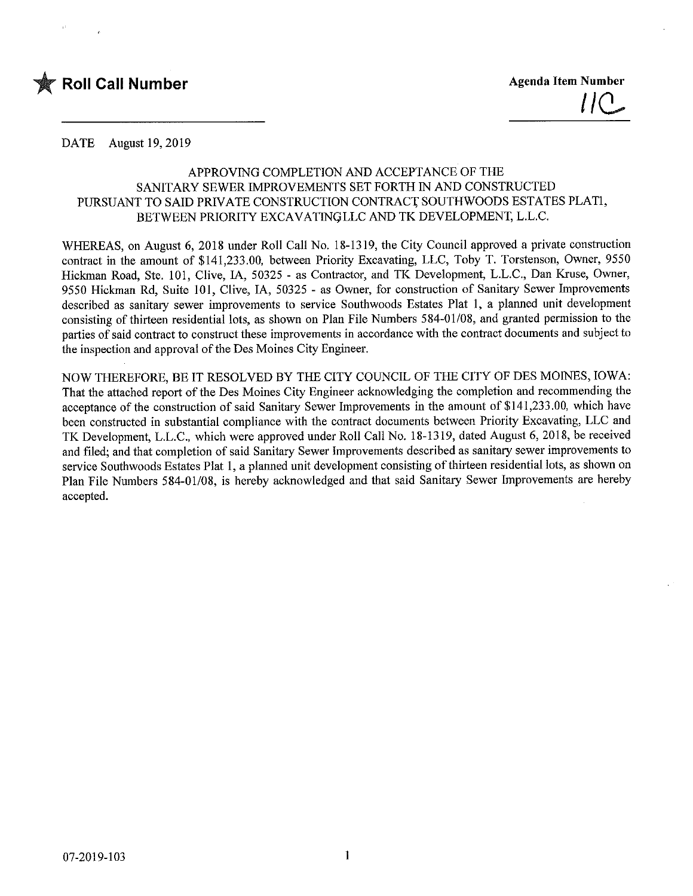★ **Roll Call Number**

**Agenda Item Number**

11C

DATE August 19, 2019

APPROVING COMPLETION AND ACCEPTANCE OF THE SANITARY SEWER IMPROVEMENTS SET FORTH IN AND CONSTRUCTED PURSUANT TO SAID PRIVATE CONSTRUCTION CONTRACT, SOUTHWOODS ESTATES PLAT1, BETWEEN PRIORITY EXCAVATING,LLC AND TK DEVELOPMENT, L.L.C.

WHEREAS, on August 6, 2018 under Roll Call No. 18-1319, the City Council approved a private construction contract in the amount of $141,233.00, between Priority Excavating, LLC, Toby T. Torstenson, Owner, 9550 Hickman Road, Ste. 101, Clive, IA, 50325 - as Contractor, and TK Development, L.L.C., Dan Kruse, Owner, 9550 Hickman Rd, Suite 101, Clive, IA, 50325 - as Owner, for construction of Sanitary Sewer Improvements described as sanitary sewer improvements to service Southwoods Estates Plat 1, a planned unit development consisting of thirteen residential lots, as shown on Plan File Numbers 584-01/08, and granted permission to the parties of said contract to construct these improvements in accordance with the contract documents and subject to the inspection and approval of the Des Moines City Engineer.

NOW THEREFORE, BE IT RESOLVED BY THE CITY COUNCIL OF THE CITY OF DES MOINES, IOWA: That the attached report of the Des Moines City Engineer acknowledging the completion and recommending the acceptance of the construction of said Sanitary Sewer Improvements in the amount of $141,233.00, which have been constructed in substantial compliance with the contract documents between Priority Excavating, LLC and TK Development, L.L.C., which were approved under Roll Call No. 18-1319, dated August 6, 2018, be received and filed; and that completion of said Sanitary Sewer Improvements described as sanitary sewer improvements to service Southwoods Estates Plat 1, a planned unit development consisting of thirteen residential lots, as shown on Plan File Numbers 584-01/08, is hereby acknowledged and that said Sanitary Sewer Improvements are hereby accepted.

07-2019-103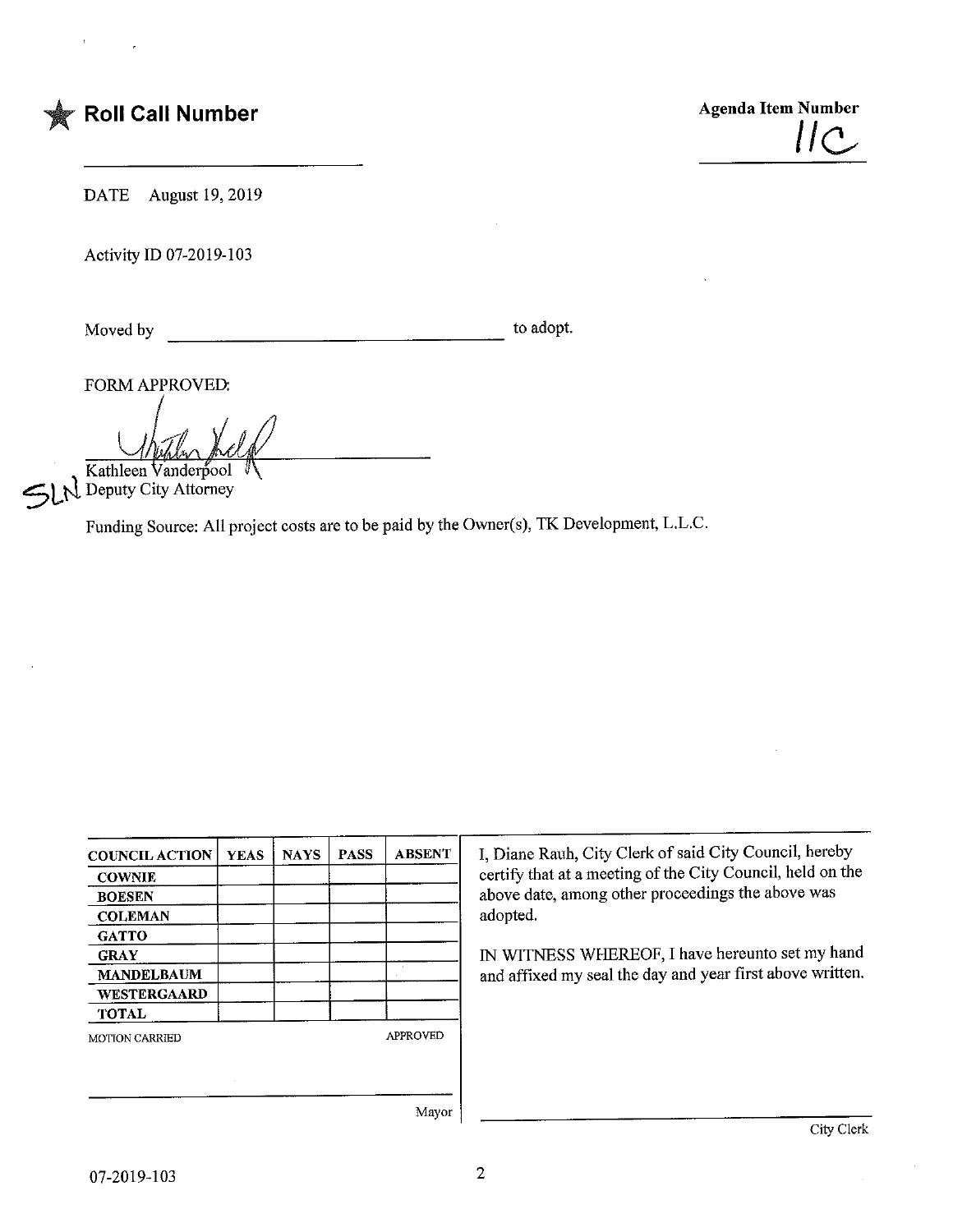★ **Roll Call Number**

**Agenda Item Number**
11C

DATE August 19, 2019

Activity ID 07-2019-103

Moved by ______________________ to adopt.

FORM APPROVED:

Kathleen Vanderpool
SLN Deputy City Attorney

Funding Source: All project costs are to be paid by the Owner(s), TK Development, L.L.C.

| COUNCIL ACTION | YEAS | NAYS | PASS | ABSENT |
|---|---|---|---|---|
| COWNIE | | | | |
| BOESEN | | | | |
| COLEMAN | | | | |
| GATTO | | | | |
| GRAY | | | | |
| MANDELBAUM | | | | |
| WESTERGAARD | | | | |
| TOTAL | | | | |

MOTION CARRIED APPROVED

______________________ Mayor

I, Diane Rauh, City Clerk of said City Council, hereby certify that at a meeting of the City Council, held on the above date, among other proceedings the above was adopted.

IN WITNESS WHEREOF, I have hereunto set my hand and affixed my seal the day and year first above written.

______________________ City Clerk

07-2019-103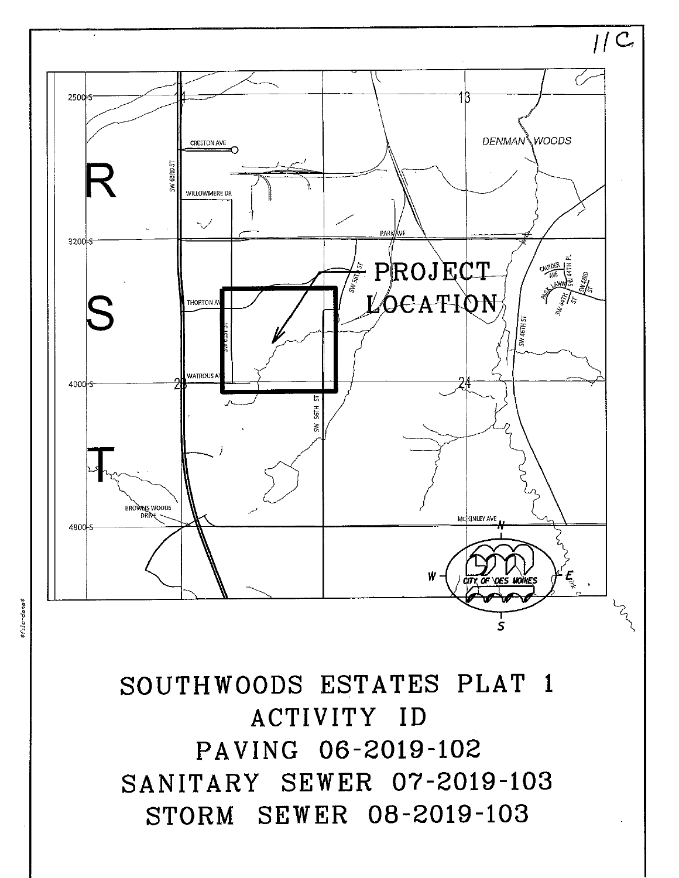11C

2500-S

3200-S

4000-S

4800-S

R

S

T

11

13

23

24

CRESTON AVE

SW 63RD ST

WILLOWMERE DR

PARK AVE

DENMAN WOODS

THORTON AVE

WATROUS AVE

SW 56TH ST

PROJECT LOCATION

CAULDER AVE

SW 44TH PL

SW 43RD ST

PARK LAWN

SW 44TH ST

SW 46TH ST

BROWNS WOODS DRIVE

MCKINLEY AVE

N

W

E

S

CITY OF DES MOINES

# SOUTHWOODS ESTATES PLAT 1

## ACTIVITY ID

## PAVING 06-2019-102

## SANITARY SEWER 07-2019-103

## STORM SEWER 08-2019-103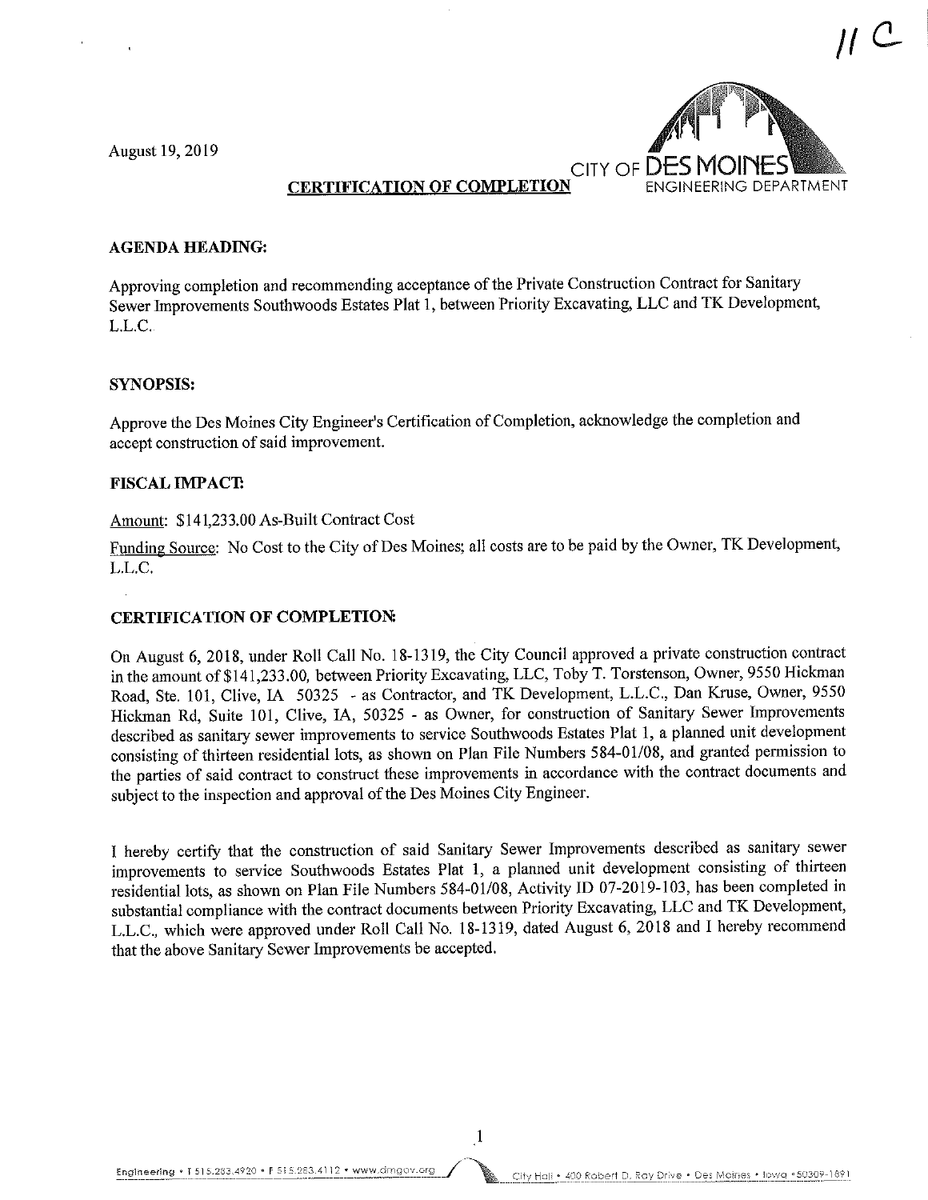11 C

August 19, 2019

CITY OF DES MOINES
ENGINEERING DEPARTMENT

**CERTIFICATION OF COMPLETION**

**AGENDA HEADING:**

Approving completion and recommending acceptance of the Private Construction Contract for Sanitary Sewer Improvements Southwoods Estates Plat 1, between Priority Excavating, LLC and TK Development, L.L.C.

**SYNOPSIS:**

Approve the Des Moines City Engineer's Certification of Completion, acknowledge the completion and accept construction of said improvement.

**FISCAL IMPACT:**

Amount: $141,233.00 As-Built Contract Cost

Funding Source: No Cost to the City of Des Moines; all costs are to be paid by the Owner, TK Development, L.L.C.

**CERTIFICATION OF COMPLETION:**

On August 6, 2018, under Roll Call No. 18-1319, the City Council approved a private construction contract in the amount of $141,233.00, between Priority Excavating, LLC, Toby T. Torstenson, Owner, 9550 Hickman Road, Ste. 101, Clive, IA 50325 - as Contractor, and TK Development, L.L.C., Dan Kruse, Owner, 9550 Hickman Rd, Suite 101, Clive, IA, 50325 - as Owner, for construction of Sanitary Sewer Improvements described as sanitary sewer improvements to service Southwoods Estates Plat 1, a planned unit development consisting of thirteen residential lots, as shown on Plan File Numbers 584-01/08, and granted permission to the parties of said contract to construct these improvements in accordance with the contract documents and subject to the inspection and approval of the Des Moines City Engineer.

I hereby certify that the construction of said Sanitary Sewer Improvements described as sanitary sewer improvements to service Southwoods Estates Plat 1, a planned unit development consisting of thirteen residential lots, as shown on Plan File Numbers 584-01/08, Activity ID 07-2019-103, has been completed in substantial compliance with the contract documents between Priority Excavating, LLC and TK Development, L.L.C., which were approved under Roll Call No. 18-1319, dated August 6, 2018 and I hereby recommend that the above Sanitary Sewer Improvements be accepted.

Engineering • T 515.283.4920 • F 515.283.4112 • www.dmgov.org City Hall • 400 Robert D. Ray Drive • Des Moines • Iowa • 50309-1891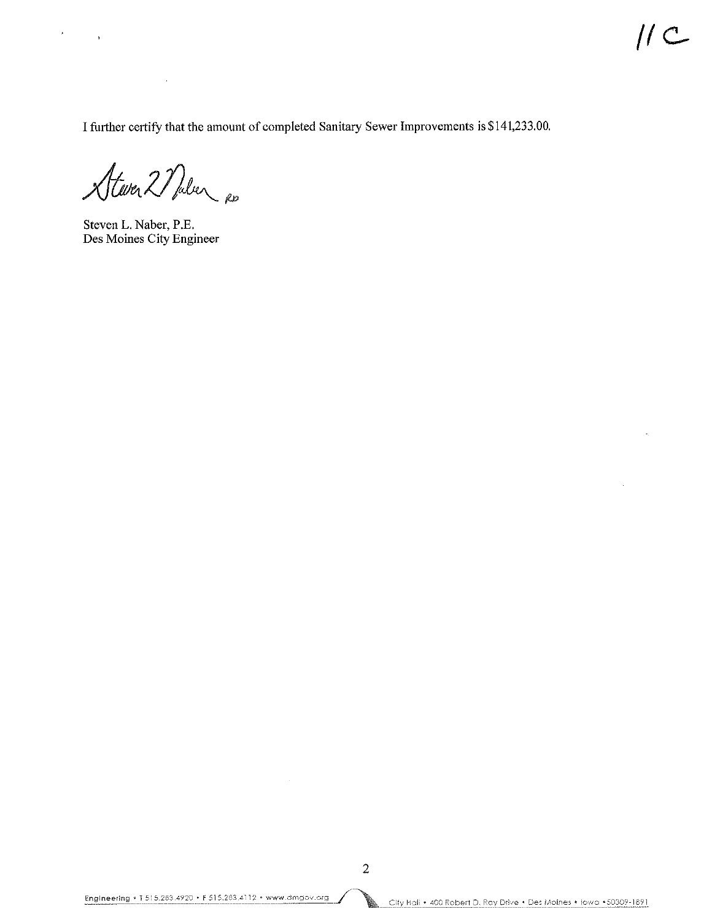11C

I further certify that the amount of completed Sanitary Sewer Improvements is $141,233.00.

Steven L. Naber, P.E.
Des Moines City Engineer

Engineering • T 515.283.4920 • F 515.283.4112 • www.dmgov.org     City Hall • 400 Robert D. Ray Drive • Des Moines • Iowa • 50309-1891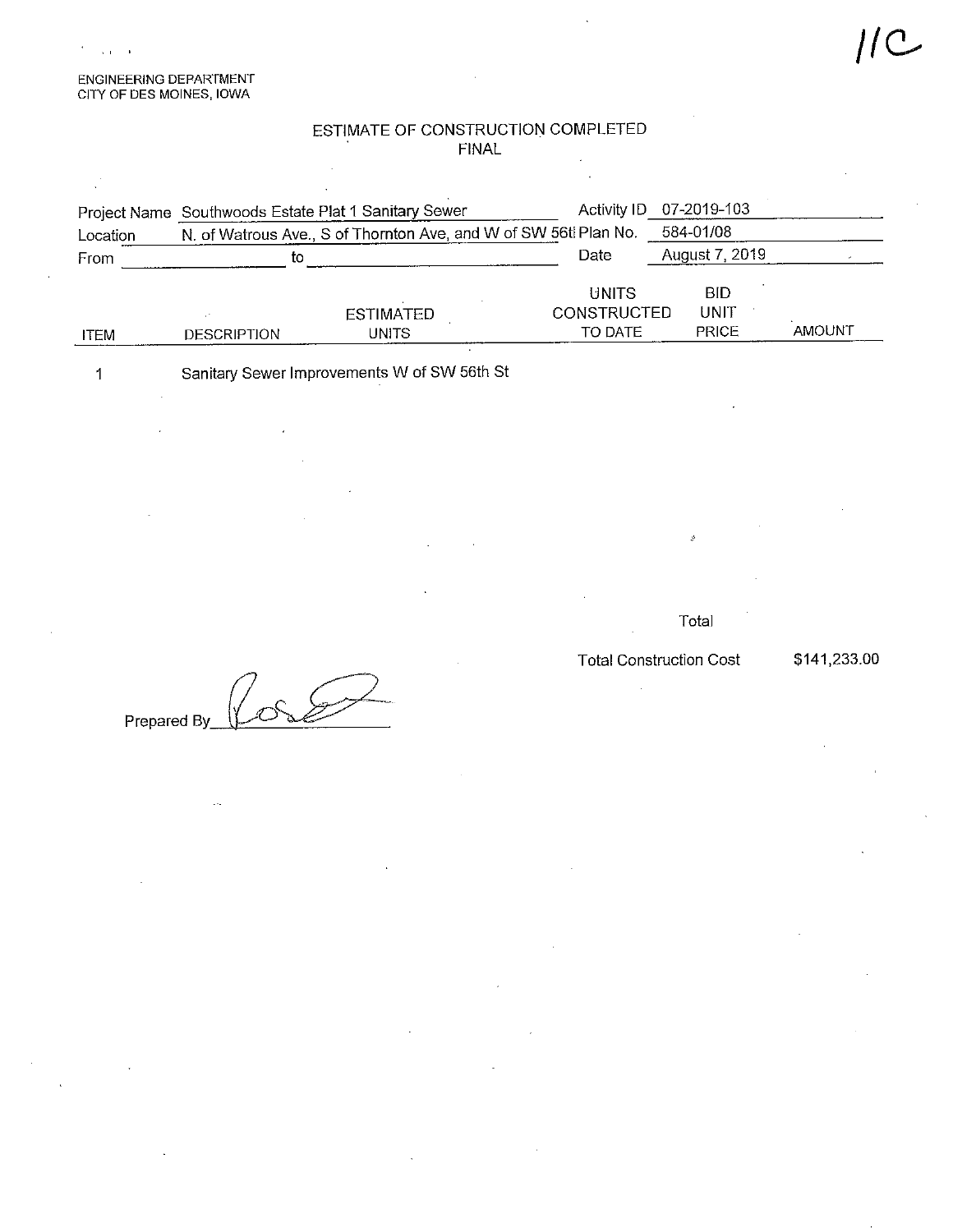11C

ENGINEERING DEPARTMENT
CITY OF DES MOINES, IOWA

# ESTIMATE OF CONSTRUCTION COMPLETED
## FINAL

Project Name Southwoods Estate Plat 1 Sanitary Sewer — Activity ID 07-2019-103
Location N. of Watrous Ave., S of Thornton Ave, and W of SW 56th — Plan No. 584-01/08
From ______ to ______ — Date August 7, 2019

| ITEM | DESCRIPTION | ESTIMATED UNITS | UNITS CONSTRUCTED TO DATE | BID UNIT PRICE | AMOUNT |
|---|---|---|---|---|---|
| 1 | Sanitary Sewer Improvements W of SW 56th St | | | | |

Total

Total Construction Cost $141,233.00

Prepared By ________